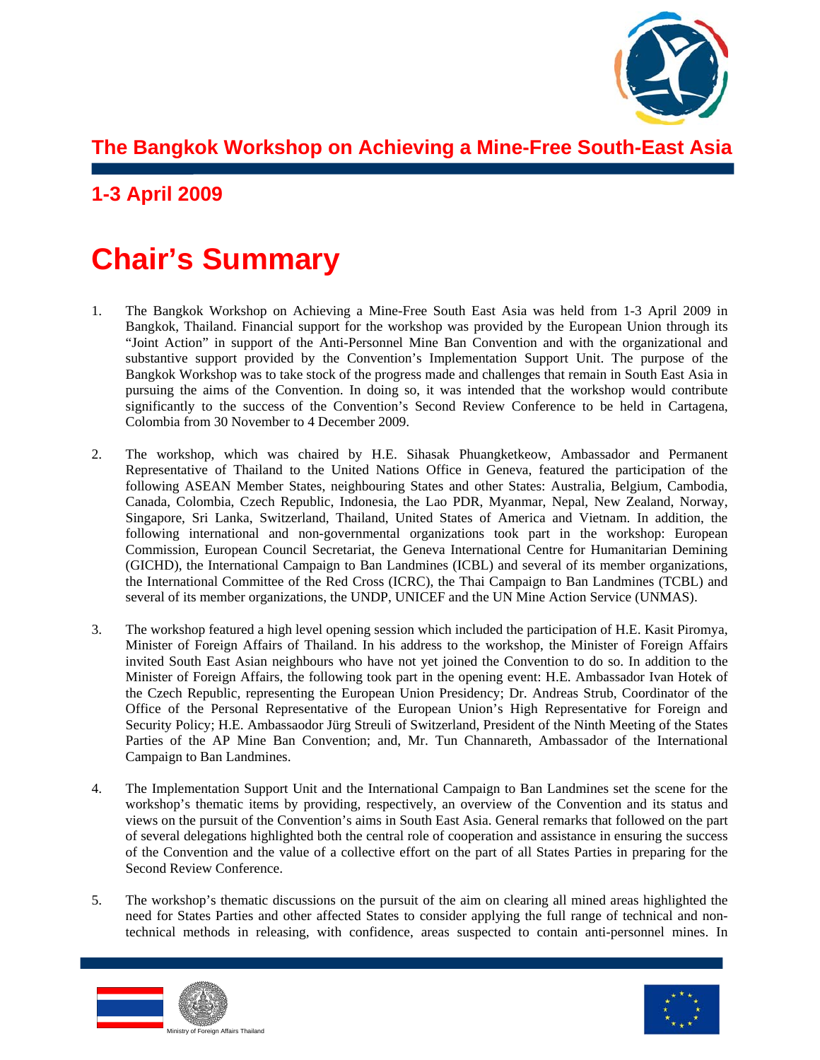# The Bangkok Workshop on Achieving a Mine-Free South-East Asia

## 1-3 April 2009

# Chair's Summary

1. The Bangkok Workshop on Achieving a Mine-Free South East Asia was held from 1-3 April 2009 in Bangkok, Thailand. Financial support for the workshop was provided by the European Union through its "Joint Action" in support of the Anti-Personnel Mine Ban Convention and with the organizational and substantive support provided by the Convention's Implementation Support Unit. The purpose of the Bangkok Workshop was to take stock of the progress made and challenges that remain in South East Asia in pursuing the aims of the Convention. In doing so, it was intended that the workshop would contribute significantly to the success of the Convention's Second Review Conference to be held in Cartagena, Colombia from 30 November to 4 December 2009.

2. The workshop, which was chaired by H.E. Sihasak Phuangketkeow, Ambassador and Permanent Representative of Thailand to the United Nations Office in Geneva, featured the participation of the following ASEAN Member States, neighbouring States and other States: Australia, Belgium, Cambodia, Canada, Colombia, Czech Republic, Indonesia, the Lao PDR, Myanmar, Nepal, New Zealand, Norway, Singapore, Sri Lanka, Switzerland, Thailand, United States of America and Vietnam. In addition, the following international and non-governmental organizations took part in the workshop: European Commission, European Council Secretariat, the Geneva International Centre for Humanitarian Demining (GICHD), the International Campaign to Ban Landmines (ICBL) and several of its member organizations, the International Committee of the Red Cross (ICRC), the Thai Campaign to Ban Landmines (TCBL) and several of its member organizations, the UNDP, UNICEF and the UN Mine Action Service (UNMAS).

3. The workshop featured a high level opening session which included the participation of H.E. Kasit Piromya, Minister of Foreign Affairs of Thailand. In his address to the workshop, the Minister of Foreign Affairs invited South East Asian neighbours who have not yet joined the Convention to do so. In addition to the Minister of Foreign Affairs, the following took part in the opening event: H.E. Ambassador Ivan Hotek of the Czech Republic, representing the European Union Presidency; Dr. Andreas Strub, Coordinator of the Office of the Personal Representative of the European Union's High Representative for Foreign and Security Policy; H.E. Ambassaodor Jürg Streuli of Switzerland, President of the Ninth Meeting of the States Parties of the AP Mine Ban Convention; and, Mr. Tun Channareth, Ambassador of the International Campaign to Ban Landmines.

4. The Implementation Support Unit and the International Campaign to Ban Landmines set the scene for the workshop's thematic items by providing, respectively, an overview of the Convention and its status and views on the pursuit of the Convention's aims in South East Asia. General remarks that followed on the part of several delegations highlighted both the central role of cooperation and assistance in ensuring the success of the Convention and the value of a collective effort on the part of all States Parties in preparing for the Second Review Conference.

5. The workshop's thematic discussions on the pursuit of the aim on clearing all mined areas highlighted the need for States Parties and other affected States to consider applying the full range of technical and non-technical methods in releasing, with confidence, areas suspected to contain anti-personnel mines. In

Ministry of Foreign Affairs Thailand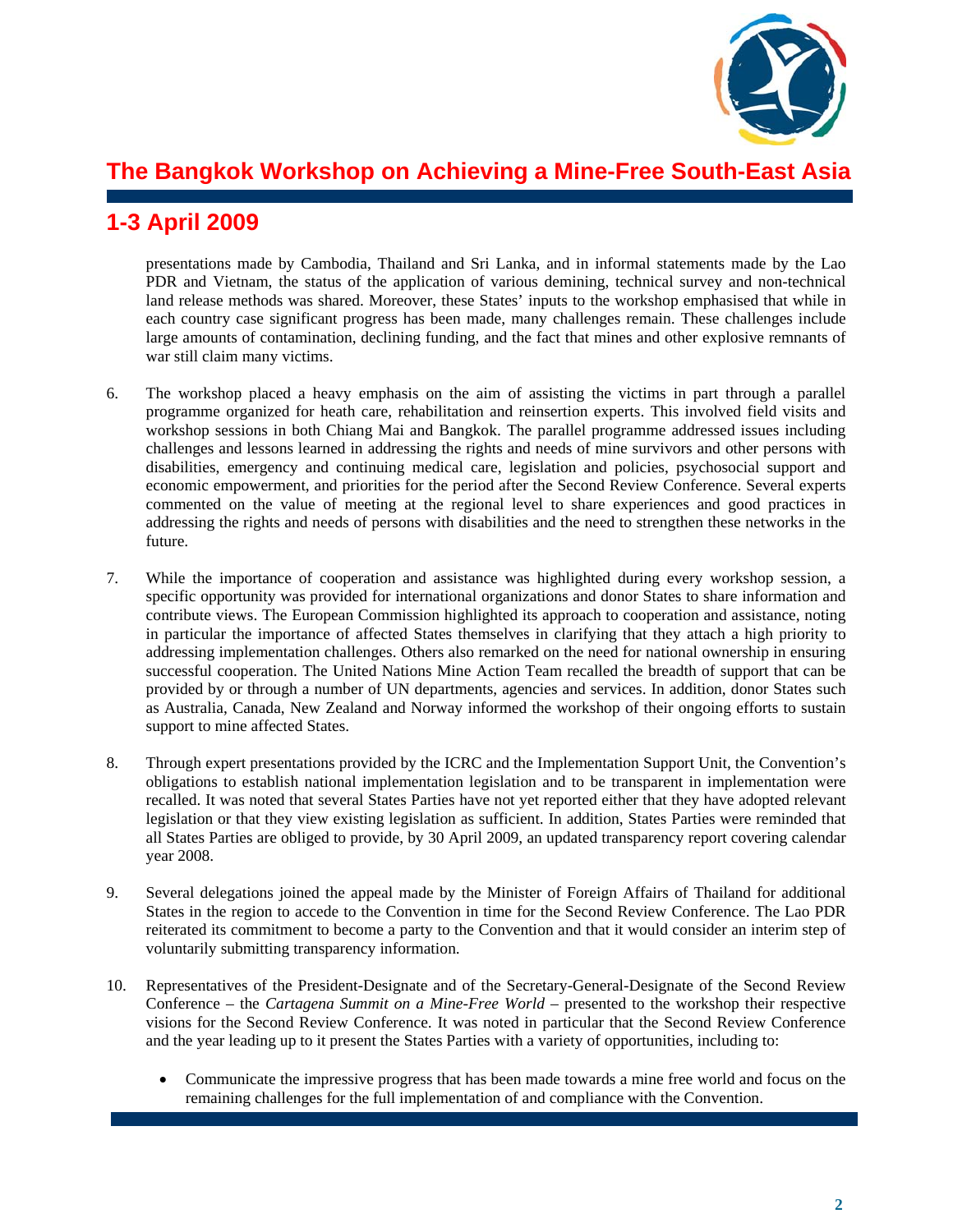presentations made by Cambodia, Thailand and Sri Lanka, and in informal statements made by the Lao PDR and Vietnam, the status of the application of various demining, technical survey and non-technical land release methods was shared. Moreover, these States' inputs to the workshop emphasised that while in each country case significant progress has been made, many challenges remain. These challenges include large amounts of contamination, declining funding, and the fact that mines and other explosive remnants of war still claim many victims.

6. The workshop placed a heavy emphasis on the aim of assisting the victims in part through a parallel programme organized for heath care, rehabilitation and reinsertion experts. This involved field visits and workshop sessions in both Chiang Mai and Bangkok. The parallel programme addressed issues including challenges and lessons learned in addressing the rights and needs of mine survivors and other persons with disabilities, emergency and continuing medical care, legislation and policies, psychosocial support and economic empowerment, and priorities for the period after the Second Review Conference. Several experts commented on the value of meeting at the regional level to share experiences and good practices in addressing the rights and needs of persons with disabilities and the need to strengthen these networks in the future.

7. While the importance of cooperation and assistance was highlighted during every workshop session, a specific opportunity was provided for international organizations and donor States to share information and contribute views. The European Commission highlighted its approach to cooperation and assistance, noting in particular the importance of affected States themselves in clarifying that they attach a high priority to addressing implementation challenges. Others also remarked on the need for national ownership in ensuring successful cooperation. The United Nations Mine Action Team recalled the breadth of support that can be provided by or through a number of UN departments, agencies and services. In addition, donor States such as Australia, Canada, New Zealand and Norway informed the workshop of their ongoing efforts to sustain support to mine affected States.

8. Through expert presentations provided by the ICRC and the Implementation Support Unit, the Convention's obligations to establish national implementation legislation and to be transparent in implementation were recalled. It was noted that several States Parties have not yet reported either that they have adopted relevant legislation or that they view existing legislation as sufficient. In addition, States Parties were reminded that all States Parties are obliged to provide, by 30 April 2009, an updated transparency report covering calendar year 2008.

9. Several delegations joined the appeal made by the Minister of Foreign Affairs of Thailand for additional States in the region to accede to the Convention in time for the Second Review Conference. The Lao PDR reiterated its commitment to become a party to the Convention and that it would consider an interim step of voluntarily submitting transparency information.

10. Representatives of the President-Designate and of the Secretary-General-Designate of the Second Review Conference – the *Cartagena Summit on a Mine-Free World* – presented to the workshop their respective visions for the Second Review Conference. It was noted in particular that the Second Review Conference and the year leading up to it present the States Parties with a variety of opportunities, including to:

   - Communicate the impressive progress that has been made towards a mine free world and focus on the remaining challenges for the full implementation of and compliance with the Convention.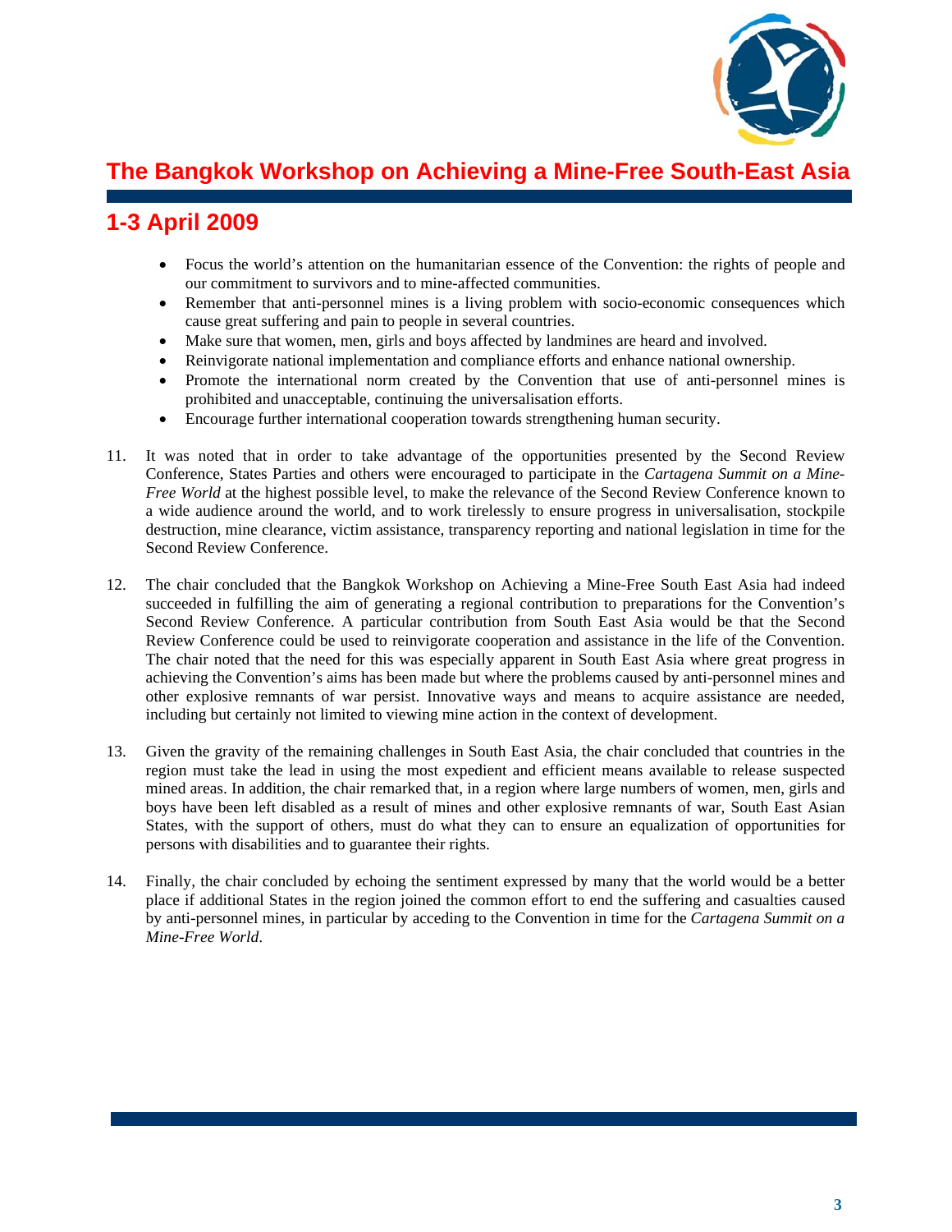# The Bangkok Workshop on Achieving a Mine-Free South-East Asia

## 1-3 April 2009

- Focus the world's attention on the humanitarian essence of the Convention: the rights of people and our commitment to survivors and to mine-affected communities.
- Remember that anti-personnel mines is a living problem with socio-economic consequences which cause great suffering and pain to people in several countries.
- Make sure that women, men, girls and boys affected by landmines are heard and involved.
- Reinvigorate national implementation and compliance efforts and enhance national ownership.
- Promote the international norm created by the Convention that use of anti-personnel mines is prohibited and unacceptable, continuing the universalisation efforts.
- Encourage further international cooperation towards strengthening human security.

11. It was noted that in order to take advantage of the opportunities presented by the Second Review Conference, States Parties and others were encouraged to participate in the *Cartagena Summit on a Mine-Free World* at the highest possible level, to make the relevance of the Second Review Conference known to a wide audience around the world, and to work tirelessly to ensure progress in universalisation, stockpile destruction, mine clearance, victim assistance, transparency reporting and national legislation in time for the Second Review Conference.

12. The chair concluded that the Bangkok Workshop on Achieving a Mine-Free South East Asia had indeed succeeded in fulfilling the aim of generating a regional contribution to preparations for the Convention's Second Review Conference. A particular contribution from South East Asia would be that the Second Review Conference could be used to reinvigorate cooperation and assistance in the life of the Convention. The chair noted that the need for this was especially apparent in South East Asia where great progress in achieving the Convention's aims has been made but where the problems caused by anti-personnel mines and other explosive remnants of war persist. Innovative ways and means to acquire assistance are needed, including but certainly not limited to viewing mine action in the context of development.

13. Given the gravity of the remaining challenges in South East Asia, the chair concluded that countries in the region must take the lead in using the most expedient and efficient means available to release suspected mined areas. In addition, the chair remarked that, in a region where large numbers of women, men, girls and boys have been left disabled as a result of mines and other explosive remnants of war, South East Asian States, with the support of others, must do what they can to ensure an equalization of opportunities for persons with disabilities and to guarantee their rights.

14. Finally, the chair concluded by echoing the sentiment expressed by many that the world would be a better place if additional States in the region joined the common effort to end the suffering and casualties caused by anti-personnel mines, in particular by acceding to the Convention in time for the *Cartagena Summit on a Mine-Free World*.